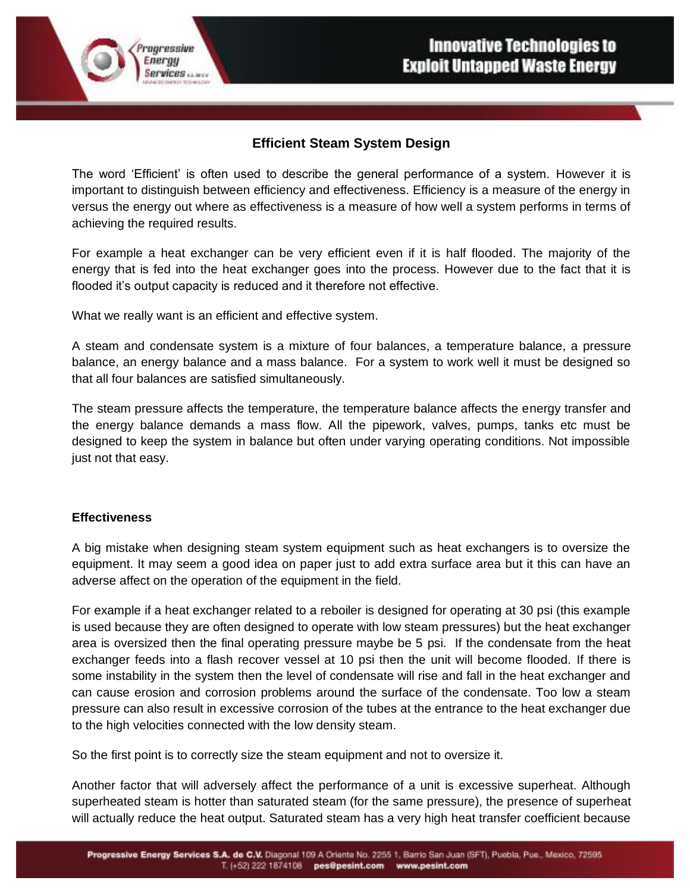# Efficient Steam System Design

The word 'Efficient' is often used to describe the general performance of a system. However it is important to distinguish between efficiency and effectiveness. Efficiency is a measure of the energy in versus the energy out where as effectiveness is a measure of how well a system performs in terms of achieving the required results.

For example a heat exchanger can be very efficient even if it is half flooded. The majority of the energy that is fed into the heat exchanger goes into the process. However due to the fact that it is flooded it's output capacity is reduced and it therefore not effective.

What we really want is an efficient and effective system.

A steam and condensate system is a mixture of four balances, a temperature balance, a pressure balance, an energy balance and a mass balance. For a system to work well it must be designed so that all four balances are satisfied simultaneously.

The steam pressure affects the temperature, the temperature balance affects the energy transfer and the energy balance demands a mass flow. All the pipework, valves, pumps, tanks etc must be designed to keep the system in balance but often under varying operating conditions. Not impossible just not that easy.

## Effectiveness

A big mistake when designing steam system equipment such as heat exchangers is to oversize the equipment. It may seem a good idea on paper just to add extra surface area but it this can have an adverse affect on the operation of the equipment in the field.

For example if a heat exchanger related to a reboiler is designed for operating at 30 psi (this example is used because they are often designed to operate with low steam pressures) but the heat exchanger area is oversized then the final operating pressure maybe be 5 psi. If the condensate from the heat exchanger feeds into a flash recover vessel at 10 psi then the unit will become flooded. If there is some instability in the system then the level of condensate will rise and fall in the heat exchanger and can cause erosion and corrosion problems around the surface of the condensate. Too low a steam pressure can also result in excessive corrosion of the tubes at the entrance to the heat exchanger due to the high velocities connected with the low density steam.

So the first point is to correctly size the steam equipment and not to oversize it.

Another factor that will adversely affect the performance of a unit is excessive superheat. Although superheated steam is hotter than saturated steam (for the same pressure), the presence of superheat will actually reduce the heat output. Saturated steam has a very high heat transfer coefficient because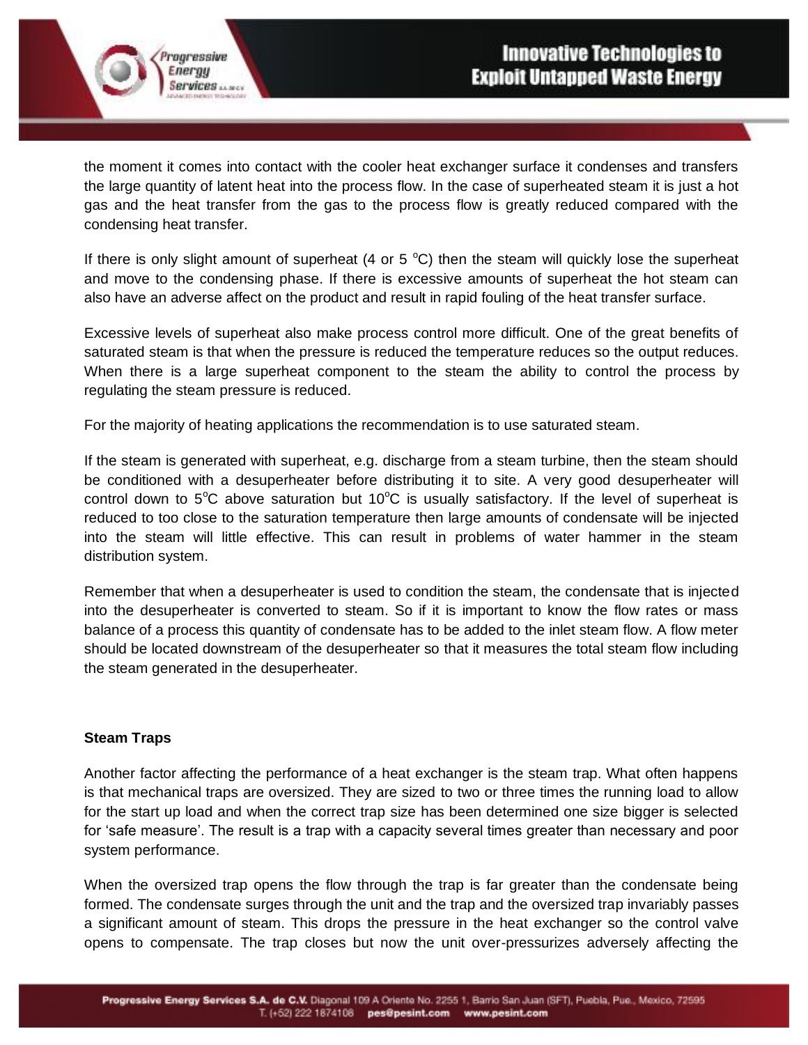the moment it comes into contact with the cooler heat exchanger surface it condenses and transfers the large quantity of latent heat into the process flow. In the case of superheated steam it is just a hot gas and the heat transfer from the gas to the process flow is greatly reduced compared with the condensing heat transfer.

If there is only slight amount of superheat (4 or 5 $^{o}$C) then the steam will quickly lose the superheat and move to the condensing phase. If there is excessive amounts of superheat the hot steam can also have an adverse affect on the product and result in rapid fouling of the heat transfer surface.

Excessive levels of superheat also make process control more difficult. One of the great benefits of saturated steam is that when the pressure is reduced the temperature reduces so the output reduces. When there is a large superheat component to the steam the ability to control the process by regulating the steam pressure is reduced.

For the majority of heating applications the recommendation is to use saturated steam.

If the steam is generated with superheat, e.g. discharge from a steam turbine, then the steam should be conditioned with a desuperheater before distributing it to site. A very good desuperheater will control down to 5$^{o}$C above saturation but 10$^{o}$C is usually satisfactory. If the level of superheat is reduced to too close to the saturation temperature then large amounts of condensate will be injected into the steam will little effective. This can result in problems of water hammer in the steam distribution system.

Remember that when a desuperheater is used to condition the steam, the condensate that is injected into the desuperheater is converted to steam. So if it is important to know the flow rates or mass balance of a process this quantity of condensate has to be added to the inlet steam flow. A flow meter should be located downstream of the desuperheater so that it measures the total steam flow including the steam generated in the desuperheater.

**Steam Traps**

Another factor affecting the performance of a heat exchanger is the steam trap. What often happens is that mechanical traps are oversized. They are sized to two or three times the running load to allow for the start up load and when the correct trap size has been determined one size bigger is selected for 'safe measure'. The result is a trap with a capacity several times greater than necessary and poor system performance.

When the oversized trap opens the flow through the trap is far greater than the condensate being formed. The condensate surges through the unit and the trap and the oversized trap invariably passes a significant amount of steam. This drops the pressure in the heat exchanger so the control valve opens to compensate. The trap closes but now the unit over-pressurizes adversely affecting the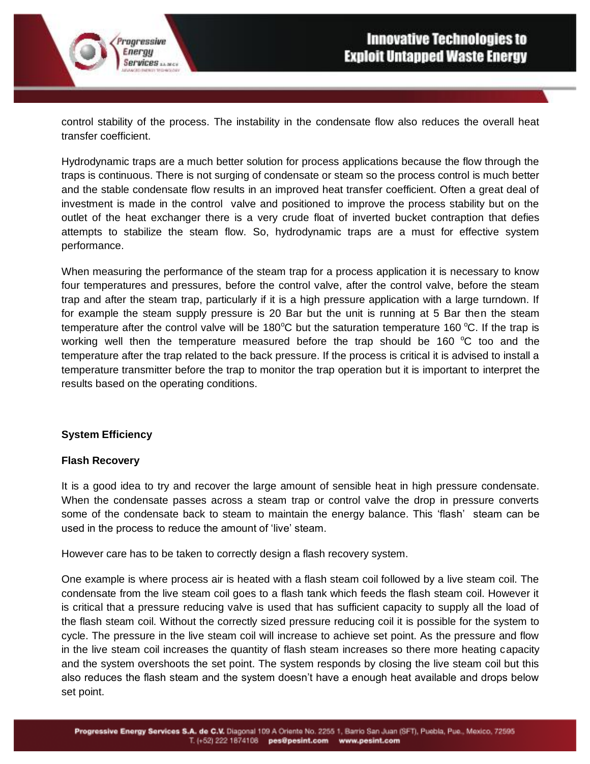control stability of the process. The instability in the condensate flow also reduces the overall heat transfer coefficient.

Hydrodynamic traps are a much better solution for process applications because the flow through the traps is continuous. There is not surging of condensate or steam so the process control is much better and the stable condensate flow results in an improved heat transfer coefficient. Often a great deal of investment is made in the control valve and positioned to improve the process stability but on the outlet of the heat exchanger there is a very crude float of inverted bucket contraption that defies attempts to stabilize the steam flow. So, hydrodynamic traps are a must for effective system performance.

When measuring the performance of the steam trap for a process application it is necessary to know four temperatures and pressures, before the control valve, after the control valve, before the steam trap and after the steam trap, particularly if it is a high pressure application with a large turndown. If for example the steam supply pressure is 20 Bar but the unit is running at 5 Bar then the steam temperature after the control valve will be 180$^{o}$C but the saturation temperature 160 $^{o}$C. If the trap is working well then the temperature measured before the trap should be 160 $^{o}$C too and the temperature after the trap related to the back pressure. If the process is critical it is advised to install a temperature transmitter before the trap to monitor the trap operation but it is important to interpret the results based on the operating conditions.

**System Efficiency**

**Flash Recovery**

It is a good idea to try and recover the large amount of sensible heat in high pressure condensate. When the condensate passes across a steam trap or control valve the drop in pressure converts some of the condensate back to steam to maintain the energy balance. This 'flash' steam can be used in the process to reduce the amount of 'live' steam.

However care has to be taken to correctly design a flash recovery system.

One example is where process air is heated with a flash steam coil followed by a live steam coil. The condensate from the live steam coil goes to a flash tank which feeds the flash steam coil. However it is critical that a pressure reducing valve is used that has sufficient capacity to supply all the load of the flash steam coil. Without the correctly sized pressure reducing coil it is possible for the system to cycle. The pressure in the live steam coil will increase to achieve set point. As the pressure and flow in the live steam coil increases the quantity of flash steam increases so there more heating capacity and the system overshoots the set point. The system responds by closing the live steam coil but this also reduces the flash steam and the system doesn't have a enough heat available and drops below set point.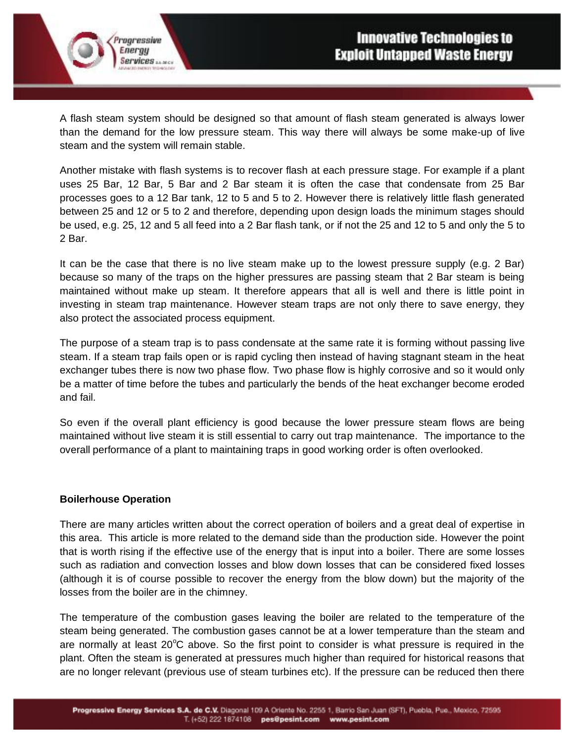A flash steam system should be designed so that amount of flash steam generated is always lower than the demand for the low pressure steam. This way there will always be some make-up of live steam and the system will remain stable.

Another mistake with flash systems is to recover flash at each pressure stage. For example if a plant uses 25 Bar, 12 Bar, 5 Bar and 2 Bar steam it is often the case that condensate from 25 Bar processes goes to a 12 Bar tank, 12 to 5 and 5 to 2. However there is relatively little flash generated between 25 and 12 or 5 to 2 and therefore, depending upon design loads the minimum stages should be used, e.g. 25, 12 and 5 all feed into a 2 Bar flash tank, or if not the 25 and 12 to 5 and only the 5 to 2 Bar.

It can be the case that there is no live steam make up to the lowest pressure supply (e.g. 2 Bar) because so many of the traps on the higher pressures are passing steam that 2 Bar steam is being maintained without make up steam. It therefore appears that all is well and there is little point in investing in steam trap maintenance. However steam traps are not only there to save energy, they also protect the associated process equipment.

The purpose of a steam trap is to pass condensate at the same rate it is forming without passing live steam. If a steam trap fails open or is rapid cycling then instead of having stagnant steam in the heat exchanger tubes there is now two phase flow. Two phase flow is highly corrosive and so it would only be a matter of time before the tubes and particularly the bends of the heat exchanger become eroded and fail.

So even if the overall plant efficiency is good because the lower pressure steam flows are being maintained without live steam it is still essential to carry out trap maintenance. The importance to the overall performance of a plant to maintaining traps in good working order is often overlooked.

**Boilerhouse Operation**

There are many articles written about the correct operation of boilers and a great deal of expertise in this area. This article is more related to the demand side than the production side. However the point that is worth rising if the effective use of the energy that is input into a boiler. There are some losses such as radiation and convection losses and blow down losses that can be considered fixed losses (although it is of course possible to recover the energy from the blow down) but the majority of the losses from the boiler are in the chimney.

The temperature of the combustion gases leaving the boiler are related to the temperature of the steam being generated. The combustion gases cannot be at a lower temperature than the steam and are normally at least 20$^{o}$C above. So the first point to consider is what pressure is required in the plant. Often the steam is generated at pressures much higher than required for historical reasons that are no longer relevant (previous use of steam turbines etc). If the pressure can be reduced then there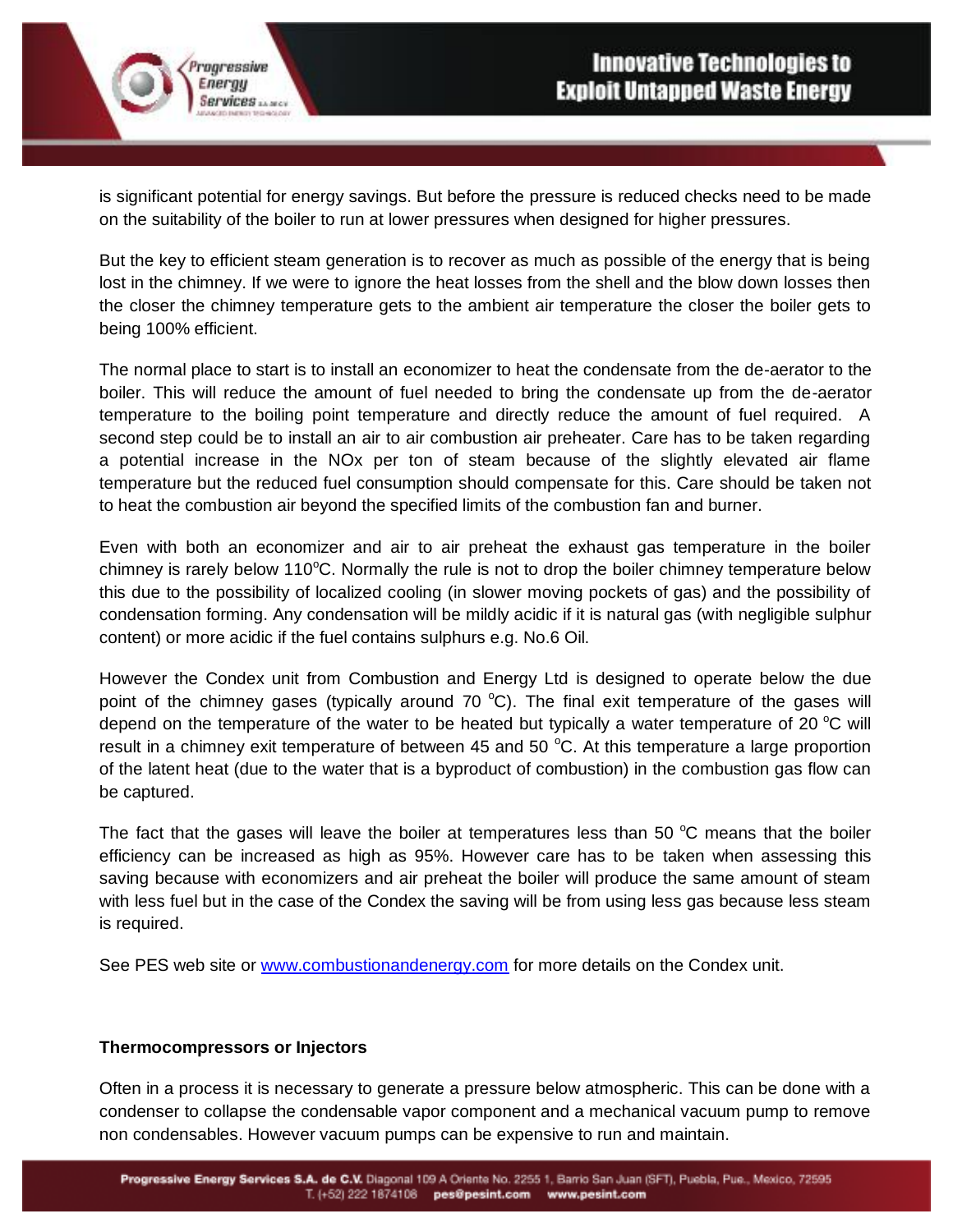is significant potential for energy savings. But before the pressure is reduced checks need to be made on the suitability of the boiler to run at lower pressures when designed for higher pressures.

But the key to efficient steam generation is to recover as much as possible of the energy that is being lost in the chimney. If we were to ignore the heat losses from the shell and the blow down losses then the closer the chimney temperature gets to the ambient air temperature the closer the boiler gets to being 100% efficient.

The normal place to start is to install an economizer to heat the condensate from the de-aerator to the boiler. This will reduce the amount of fuel needed to bring the condensate up from the de-aerator temperature to the boiling point temperature and directly reduce the amount of fuel required. A second step could be to install an air to air combustion air preheater. Care has to be taken regarding a potential increase in the NOx per ton of steam because of the slightly elevated air flame temperature but the reduced fuel consumption should compensate for this. Care should be taken not to heat the combustion air beyond the specified limits of the combustion fan and burner.

Even with both an economizer and air to air preheat the exhaust gas temperature in the boiler chimney is rarely below 110$^{o}$C. Normally the rule is not to drop the boiler chimney temperature below this due to the possibility of localized cooling (in slower moving pockets of gas) and the possibility of condensation forming. Any condensation will be mildly acidic if it is natural gas (with negligible sulphur content) or more acidic if the fuel contains sulphurs e.g. No.6 Oil.

However the Condex unit from Combustion and Energy Ltd is designed to operate below the due point of the chimney gases (typically around 70 $^{o}$C). The final exit temperature of the gases will depend on the temperature of the water to be heated but typically a water temperature of 20 $^{o}$C will result in a chimney exit temperature of between 45 and 50 $^{o}$C. At this temperature a large proportion of the latent heat (due to the water that is a byproduct of combustion) in the combustion gas flow can be captured.

The fact that the gases will leave the boiler at temperatures less than 50 $^{o}$C means that the boiler efficiency can be increased as high as 95%. However care has to be taken when assessing this saving because with economizers and air preheat the boiler will produce the same amount of steam with less fuel but in the case of the Condex the saving will be from using less gas because less steam is required.

See PES web site or [www.combustionandenergy.com](http://www.combustionandenergy.com) for more details on the Condex unit.

**Thermocompressors or Injectors**

Often in a process it is necessary to generate a pressure below atmospheric. This can be done with a condenser to collapse the condensable vapor component and a mechanical vacuum pump to remove non condensables. However vacuum pumps can be expensive to run and maintain.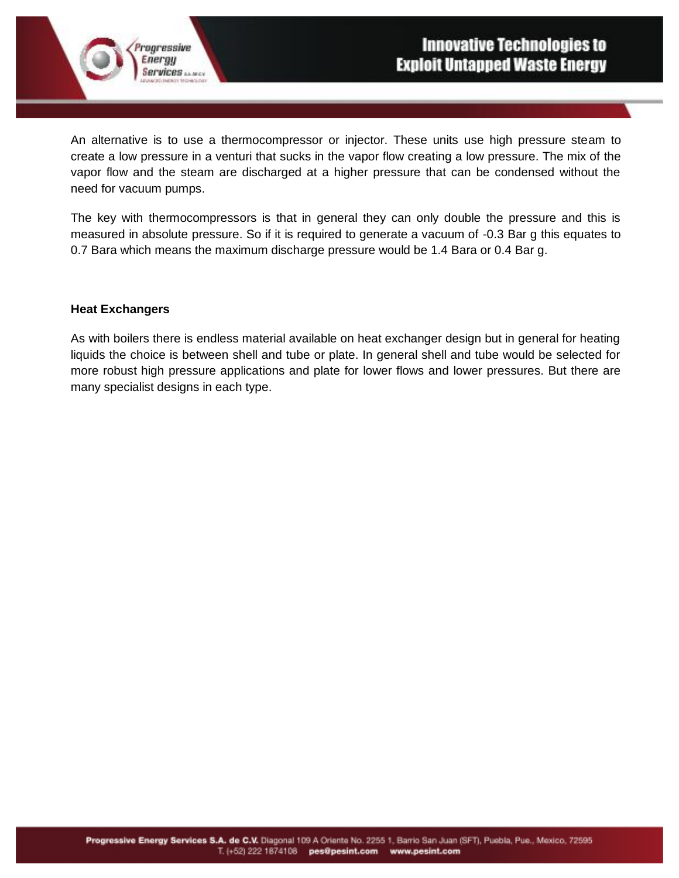An alternative is to use a thermocompressor or injector. These units use high pressure steam to create a low pressure in a venturi that sucks in the vapor flow creating a low pressure. The mix of the vapor flow and the steam are discharged at a higher pressure that can be condensed without the need for vacuum pumps.

The key with thermocompressors is that in general they can only double the pressure and this is measured in absolute pressure. So if it is required to generate a vacuum of -0.3 Bar g this equates to 0.7 Bara which means the maximum discharge pressure would be 1.4 Bara or 0.4 Bar g.

### Heat Exchangers

As with boilers there is endless material available on heat exchanger design but in general for heating liquids the choice is between shell and tube or plate. In general shell and tube would be selected for more robust high pressure applications and plate for lower flows and lower pressures. But there are many specialist designs in each type.